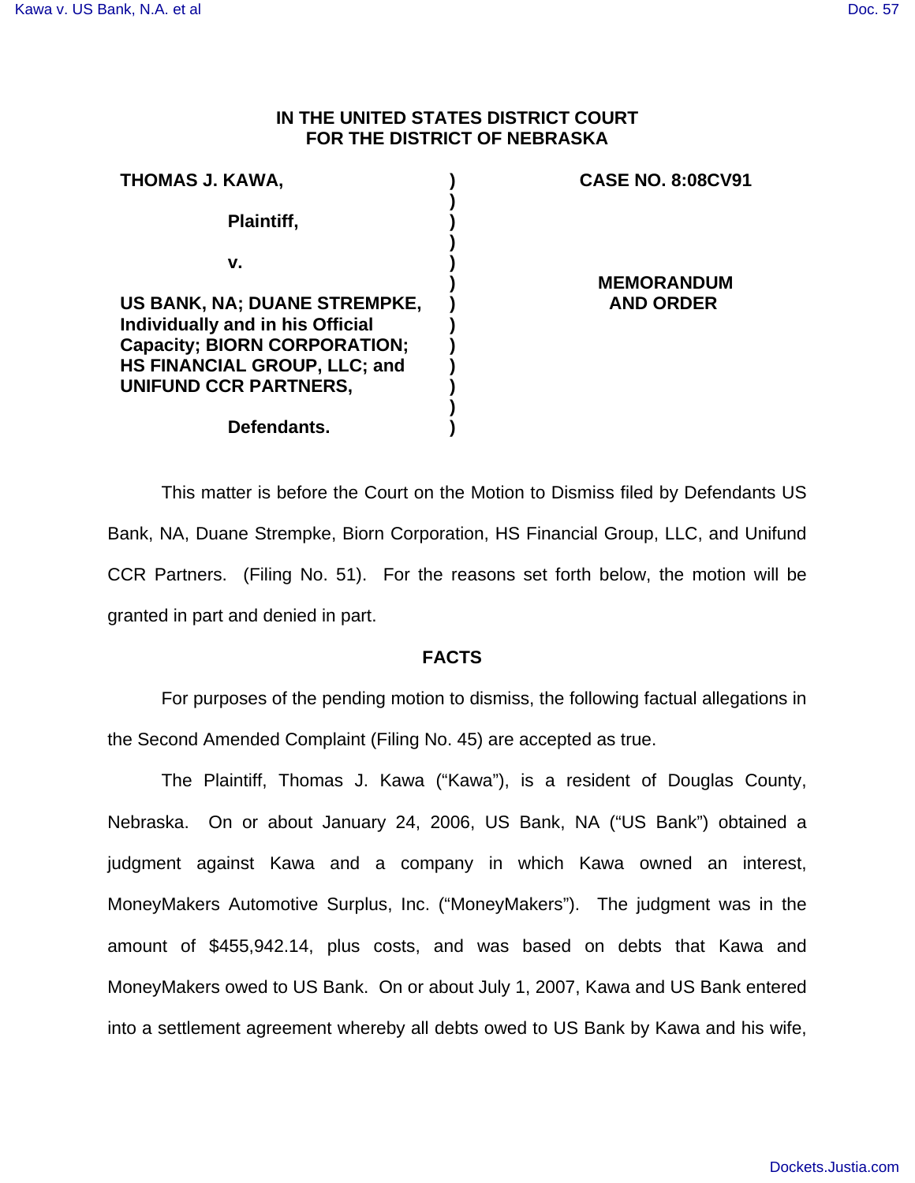**IN THE UNITED STATES DISTRICT COURT**
**FOR THE DISTRICT OF NEBRASKA**

| | | |
|---|---|---|
| **THOMAS J. KAWA,** | **)** | **CASE NO. 8:08CV91** |
| | **)** | |
| **Plaintiff,** | **)** | |
| | **)** | |
| **v.** | **)** | |
| | **)** | **MEMORANDUM AND ORDER** |
| **US BANK, NA; DUANE STREMPKE, Individually and in his Official Capacity; BIORN CORPORATION; HS FINANCIAL GROUP, LLC; and UNIFUND CCR PARTNERS,** | **)** | |
| | **)** | |
| **Defendants.** | **)** | |

This matter is before the Court on the Motion to Dismiss filed by Defendants US Bank, NA, Duane Strempke, Biorn Corporation, HS Financial Group, LLC, and Unifund CCR Partners. (Filing No. 51). For the reasons set forth below, the motion will be granted in part and denied in part.

## FACTS

For purposes of the pending motion to dismiss, the following factual allegations in the Second Amended Complaint (Filing No. 45) are accepted as true.

The Plaintiff, Thomas J. Kawa ("Kawa"), is a resident of Douglas County, Nebraska. On or about January 24, 2006, US Bank, NA ("US Bank") obtained a judgment against Kawa and a company in which Kawa owned an interest, MoneyMakers Automotive Surplus, Inc. ("MoneyMakers"). The judgment was in the amount of $455,942.14, plus costs, and was based on debts that Kawa and MoneyMakers owed to US Bank. On or about July 1, 2007, Kawa and US Bank entered into a settlement agreement whereby all debts owed to US Bank by Kawa and his wife,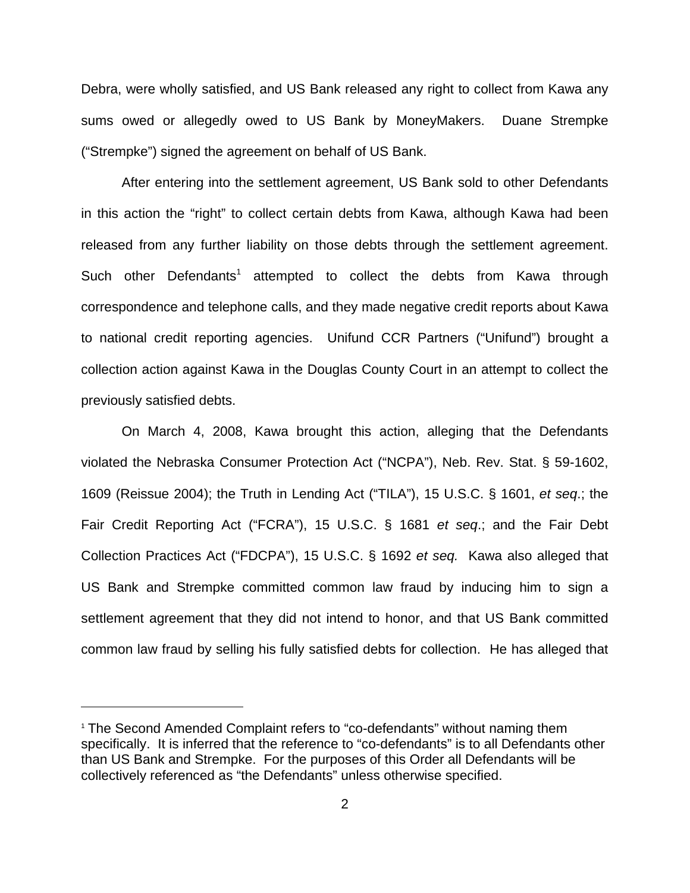Debra, were wholly satisfied, and US Bank released any right to collect from Kawa any sums owed or allegedly owed to US Bank by MoneyMakers. Duane Strempke ("Strempke") signed the agreement on behalf of US Bank.

After entering into the settlement agreement, US Bank sold to other Defendants in this action the "right" to collect certain debts from Kawa, although Kawa had been released from any further liability on those debts through the settlement agreement. Such other Defendants[1] attempted to collect the debts from Kawa through correspondence and telephone calls, and they made negative credit reports about Kawa to national credit reporting agencies. Unifund CCR Partners ("Unifund") brought a collection action against Kawa in the Douglas County Court in an attempt to collect the previously satisfied debts.

On March 4, 2008, Kawa brought this action, alleging that the Defendants violated the Nebraska Consumer Protection Act ("NCPA"), Neb. Rev. Stat. § 59-1602, 1609 (Reissue 2004); the Truth in Lending Act ("TILA"), 15 U.S.C. § 1601, *et seq*.; the Fair Credit Reporting Act ("FCRA"), 15 U.S.C. § 1681 *et seq*.; and the Fair Debt Collection Practices Act ("FDCPA"), 15 U.S.C. § 1692 *et seq.* Kawa also alleged that US Bank and Strempke committed common law fraud by inducing him to sign a settlement agreement that they did not intend to honor, and that US Bank committed common law fraud by selling his fully satisfied debts for collection. He has alleged that

---

[1] The Second Amended Complaint refers to "co-defendants" without naming them specifically. It is inferred that the reference to "co-defendants" is to all Defendants other than US Bank and Strempke. For the purposes of this Order all Defendants will be collectively referenced as "the Defendants" unless otherwise specified.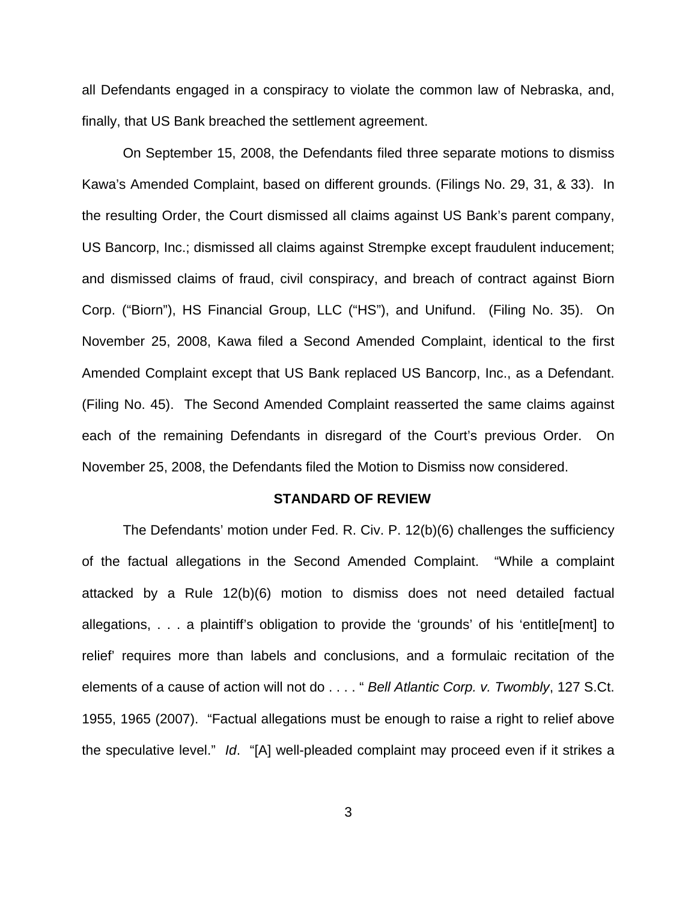all Defendants engaged in a conspiracy to violate the common law of Nebraska, and, finally, that US Bank breached the settlement agreement.

On September 15, 2008, the Defendants filed three separate motions to dismiss Kawa's Amended Complaint, based on different grounds. (Filings No. 29, 31, & 33). In the resulting Order, the Court dismissed all claims against US Bank's parent company, US Bancorp, Inc.; dismissed all claims against Strempke except fraudulent inducement; and dismissed claims of fraud, civil conspiracy, and breach of contract against Biorn Corp. ("Biorn"), HS Financial Group, LLC ("HS"), and Unifund. (Filing No. 35). On November 25, 2008, Kawa filed a Second Amended Complaint, identical to the first Amended Complaint except that US Bank replaced US Bancorp, Inc., as a Defendant. (Filing No. 45). The Second Amended Complaint reasserted the same claims against each of the remaining Defendants in disregard of the Court's previous Order. On November 25, 2008, the Defendants filed the Motion to Dismiss now considered.

## STANDARD OF REVIEW

The Defendants' motion under Fed. R. Civ. P. 12(b)(6) challenges the sufficiency of the factual allegations in the Second Amended Complaint. "While a complaint attacked by a Rule 12(b)(6) motion to dismiss does not need detailed factual allegations, . . . a plaintiff's obligation to provide the 'grounds' of his 'entitle[ment] to relief' requires more than labels and conclusions, and a formulaic recitation of the elements of a cause of action will not do . . . . " *Bell Atlantic Corp. v. Twombly*, 127 S.Ct. 1955, 1965 (2007). "Factual allegations must be enough to raise a right to relief above the speculative level." *Id*. "[A] well-pleaded complaint may proceed even if it strikes a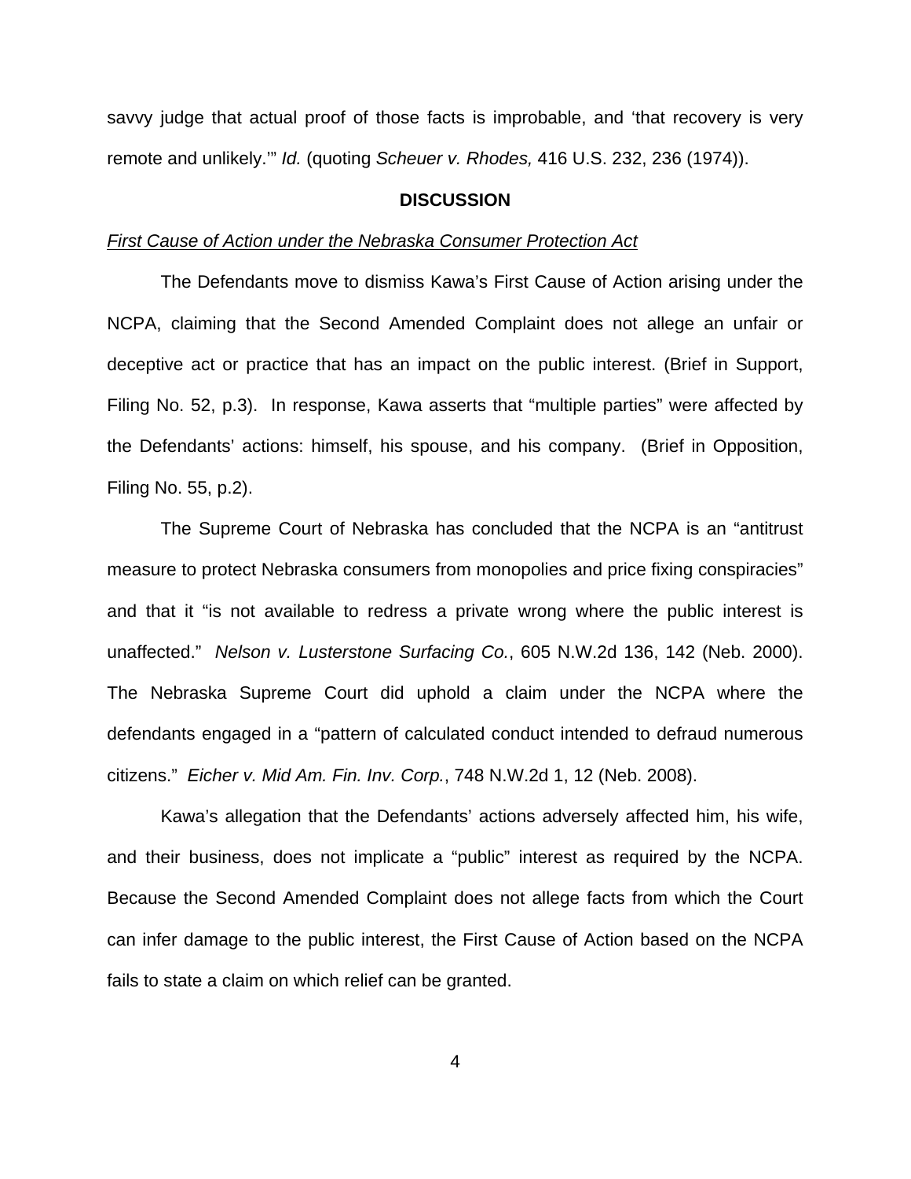savvy judge that actual proof of those facts is improbable, and 'that recovery is very remote and unlikely.'" *Id.* (quoting *Scheuer v. Rhodes,* 416 U.S. 232, 236 (1974)).

## DISCUSSION

*First Cause of Action under the Nebraska Consumer Protection Act*

The Defendants move to dismiss Kawa's First Cause of Action arising under the NCPA, claiming that the Second Amended Complaint does not allege an unfair or deceptive act or practice that has an impact on the public interest. (Brief in Support, Filing No. 52, p.3). In response, Kawa asserts that "multiple parties" were affected by the Defendants' actions: himself, his spouse, and his company. (Brief in Opposition, Filing No. 55, p.2).

The Supreme Court of Nebraska has concluded that the NCPA is an "antitrust measure to protect Nebraska consumers from monopolies and price fixing conspiracies" and that it "is not available to redress a private wrong where the public interest is unaffected." *Nelson v. Lusterstone Surfacing Co.*, 605 N.W.2d 136, 142 (Neb. 2000). The Nebraska Supreme Court did uphold a claim under the NCPA where the defendants engaged in a "pattern of calculated conduct intended to defraud numerous citizens." *Eicher v. Mid Am. Fin. Inv. Corp.*, 748 N.W.2d 1, 12 (Neb. 2008).

Kawa's allegation that the Defendants' actions adversely affected him, his wife, and their business, does not implicate a "public" interest as required by the NCPA. Because the Second Amended Complaint does not allege facts from which the Court can infer damage to the public interest, the First Cause of Action based on the NCPA fails to state a claim on which relief can be granted.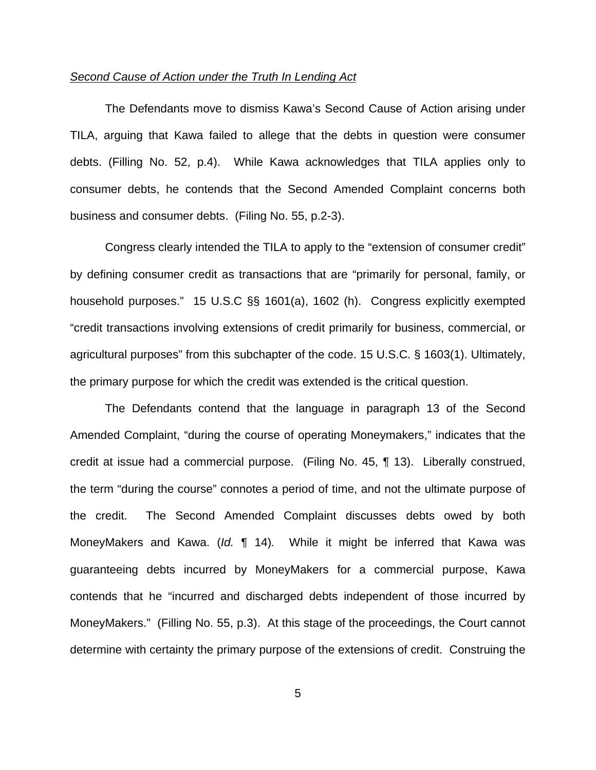_Second Cause of Action under the Truth In Lending Act_

The Defendants move to dismiss Kawa's Second Cause of Action arising under TILA, arguing that Kawa failed to allege that the debts in question were consumer debts. (Filling No. 52, p.4). While Kawa acknowledges that TILA applies only to consumer debts, he contends that the Second Amended Complaint concerns both business and consumer debts. (Filing No. 55, p.2-3).

Congress clearly intended the TILA to apply to the "extension of consumer credit" by defining consumer credit as transactions that are "primarily for personal, family, or household purposes." 15 U.S.C §§ 1601(a), 1602 (h). Congress explicitly exempted "credit transactions involving extensions of credit primarily for business, commercial, or agricultural purposes" from this subchapter of the code. 15 U.S.C. § 1603(1). Ultimately, the primary purpose for which the credit was extended is the critical question.

The Defendants contend that the language in paragraph 13 of the Second Amended Complaint, "during the course of operating Moneymakers," indicates that the credit at issue had a commercial purpose. (Filing No. 45, ¶ 13). Liberally construed, the term "during the course" connotes a period of time, and not the ultimate purpose of the credit. The Second Amended Complaint discusses debts owed by both MoneyMakers and Kawa. (_Id._ ¶ 14). While it might be inferred that Kawa was guaranteeing debts incurred by MoneyMakers for a commercial purpose, Kawa contends that he "incurred and discharged debts independent of those incurred by MoneyMakers." (Filling No. 55, p.3). At this stage of the proceedings, the Court cannot determine with certainty the primary purpose of the extensions of credit. Construing the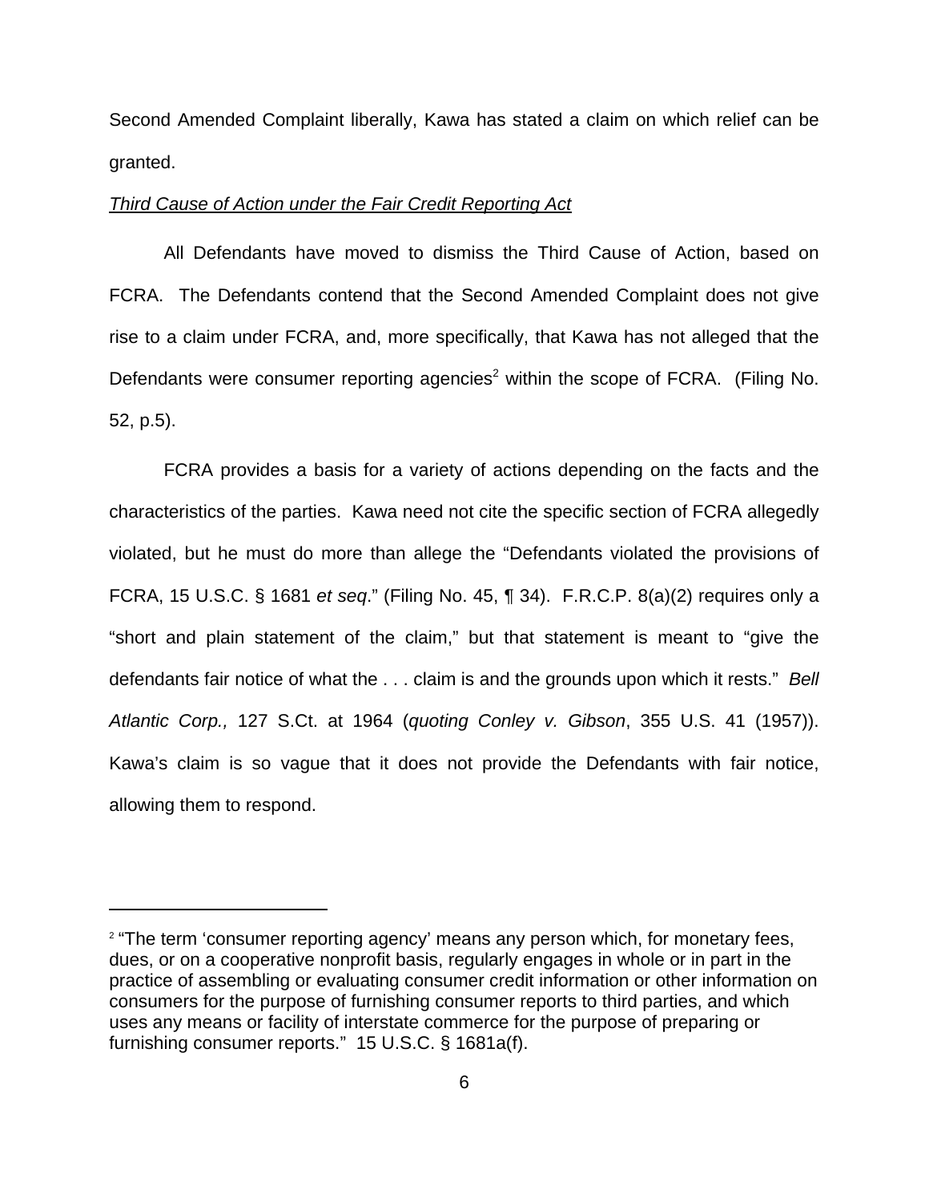Second Amended Complaint liberally, Kawa has stated a claim on which relief can be granted.

*Third Cause of Action under the Fair Credit Reporting Act*

All Defendants have moved to dismiss the Third Cause of Action, based on FCRA. The Defendants contend that the Second Amended Complaint does not give rise to a claim under FCRA, and, more specifically, that Kawa has not alleged that the Defendants were consumer reporting agencies[2] within the scope of FCRA. (Filing No. 52, p.5).

FCRA provides a basis for a variety of actions depending on the facts and the characteristics of the parties. Kawa need not cite the specific section of FCRA allegedly violated, but he must do more than allege the "Defendants violated the provisions of FCRA, 15 U.S.C. § 1681 *et seq*." (Filing No. 45, ¶ 34). F.R.C.P. 8(a)(2) requires only a "short and plain statement of the claim," but that statement is meant to "give the defendants fair notice of what the . . . claim is and the grounds upon which it rests." *Bell Atlantic Corp.,* 127 S.Ct. at 1964 (*quoting Conley v. Gibson*, 355 U.S. 41 (1957)). Kawa's claim is so vague that it does not provide the Defendants with fair notice, allowing them to respond.

---

[2] "The term 'consumer reporting agency' means any person which, for monetary fees, dues, or on a cooperative nonprofit basis, regularly engages in whole or in part in the practice of assembling or evaluating consumer credit information or other information on consumers for the purpose of furnishing consumer reports to third parties, and which uses any means or facility of interstate commerce for the purpose of preparing or furnishing consumer reports." 15 U.S.C. § 1681a(f).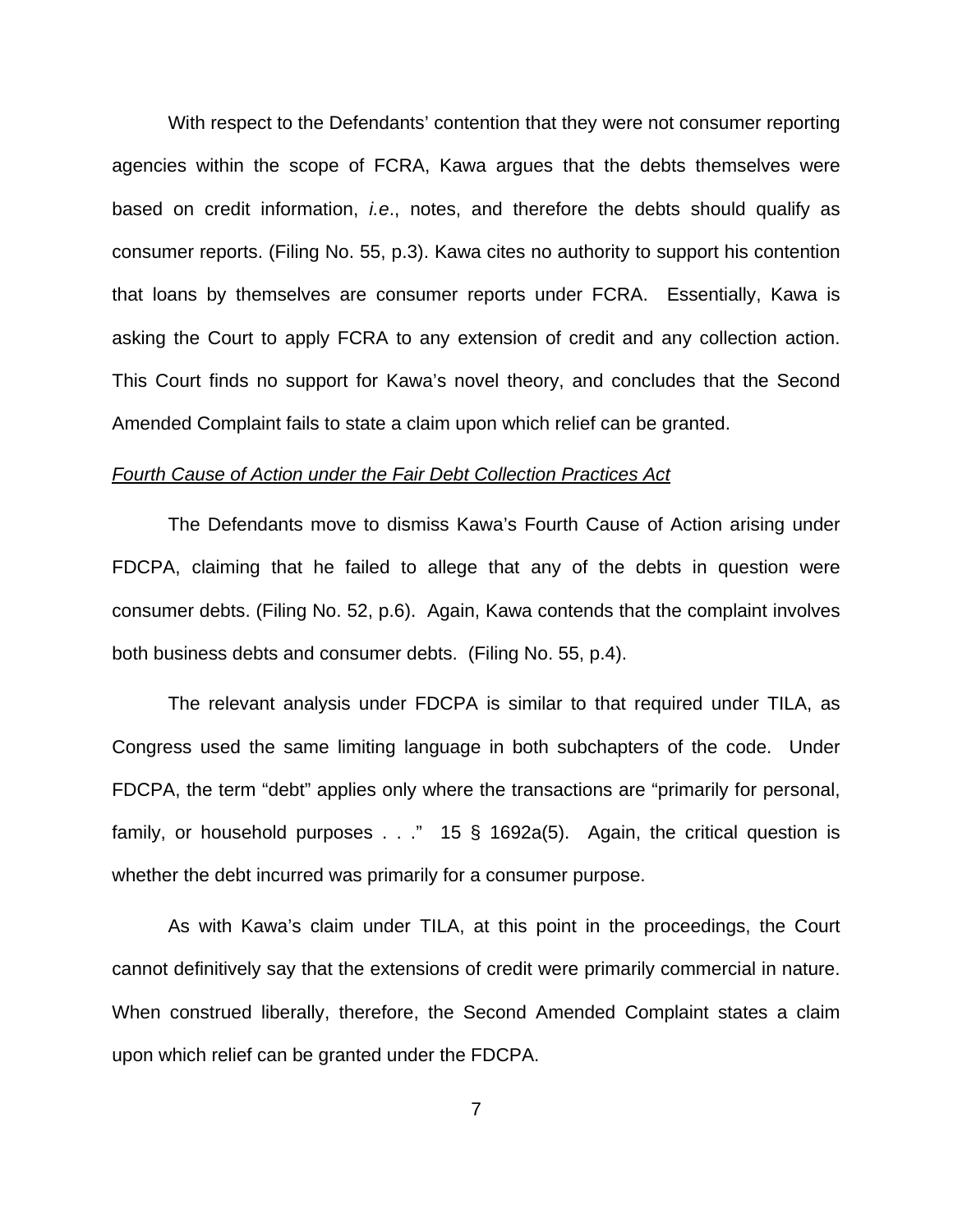With respect to the Defendants' contention that they were not consumer reporting agencies within the scope of FCRA, Kawa argues that the debts themselves were based on credit information, *i.e*., notes, and therefore the debts should qualify as consumer reports. (Filing No. 55, p.3). Kawa cites no authority to support his contention that loans by themselves are consumer reports under FCRA. Essentially, Kawa is asking the Court to apply FCRA to any extension of credit and any collection action. This Court finds no support for Kawa's novel theory, and concludes that the Second Amended Complaint fails to state a claim upon which relief can be granted.

*Fourth Cause of Action under the Fair Debt Collection Practices Act*

The Defendants move to dismiss Kawa's Fourth Cause of Action arising under FDCPA, claiming that he failed to allege that any of the debts in question were consumer debts. (Filing No. 52, p.6). Again, Kawa contends that the complaint involves both business debts and consumer debts. (Filing No. 55, p.4).

The relevant analysis under FDCPA is similar to that required under TILA, as Congress used the same limiting language in both subchapters of the code. Under FDCPA, the term "debt" applies only where the transactions are "primarily for personal, family, or household purposes . . ." 15 § 1692a(5). Again, the critical question is whether the debt incurred was primarily for a consumer purpose.

As with Kawa's claim under TILA, at this point in the proceedings, the Court cannot definitively say that the extensions of credit were primarily commercial in nature. When construed liberally, therefore, the Second Amended Complaint states a claim upon which relief can be granted under the FDCPA.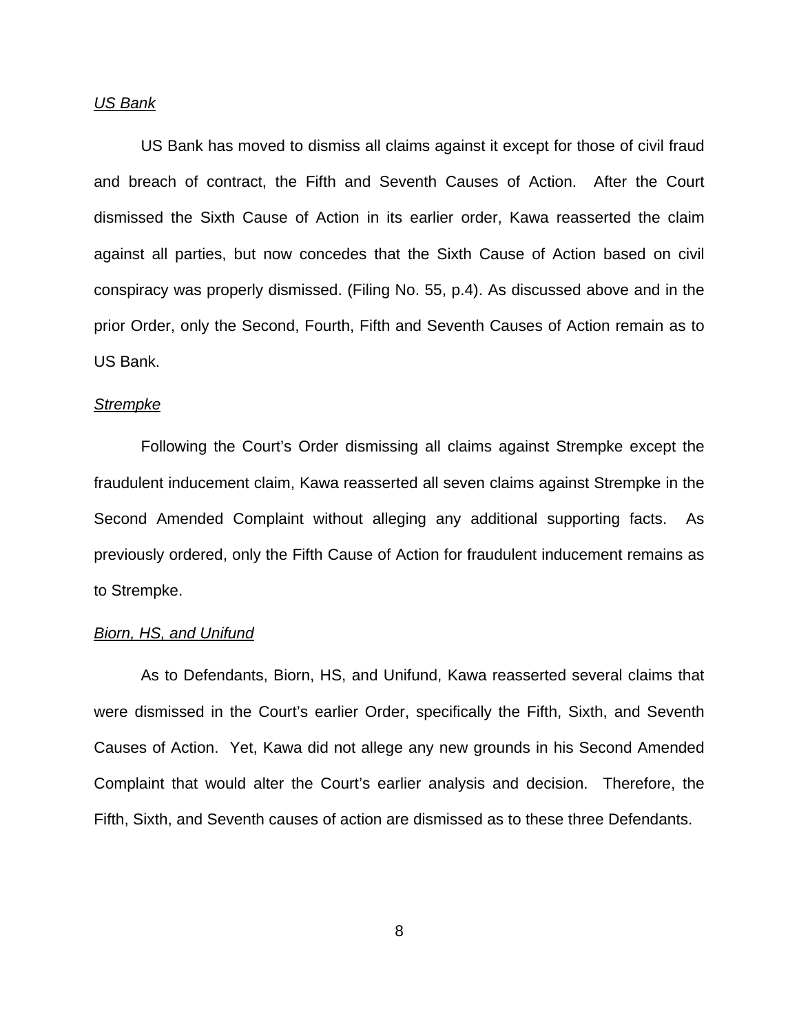*US Bank*

US Bank has moved to dismiss all claims against it except for those of civil fraud and breach of contract, the Fifth and Seventh Causes of Action. After the Court dismissed the Sixth Cause of Action in its earlier order, Kawa reasserted the claim against all parties, but now concedes that the Sixth Cause of Action based on civil conspiracy was properly dismissed. (Filing No. 55, p.4). As discussed above and in the prior Order, only the Second, Fourth, Fifth and Seventh Causes of Action remain as to US Bank.

*Strempke*

Following the Court's Order dismissing all claims against Strempke except the fraudulent inducement claim, Kawa reasserted all seven claims against Strempke in the Second Amended Complaint without alleging any additional supporting facts. As previously ordered, only the Fifth Cause of Action for fraudulent inducement remains as to Strempke.

*Biorn, HS, and Unifund*

As to Defendants, Biorn, HS, and Unifund, Kawa reasserted several claims that were dismissed in the Court's earlier Order, specifically the Fifth, Sixth, and Seventh Causes of Action. Yet, Kawa did not allege any new grounds in his Second Amended Complaint that would alter the Court's earlier analysis and decision. Therefore, the Fifth, Sixth, and Seventh causes of action are dismissed as to these three Defendants.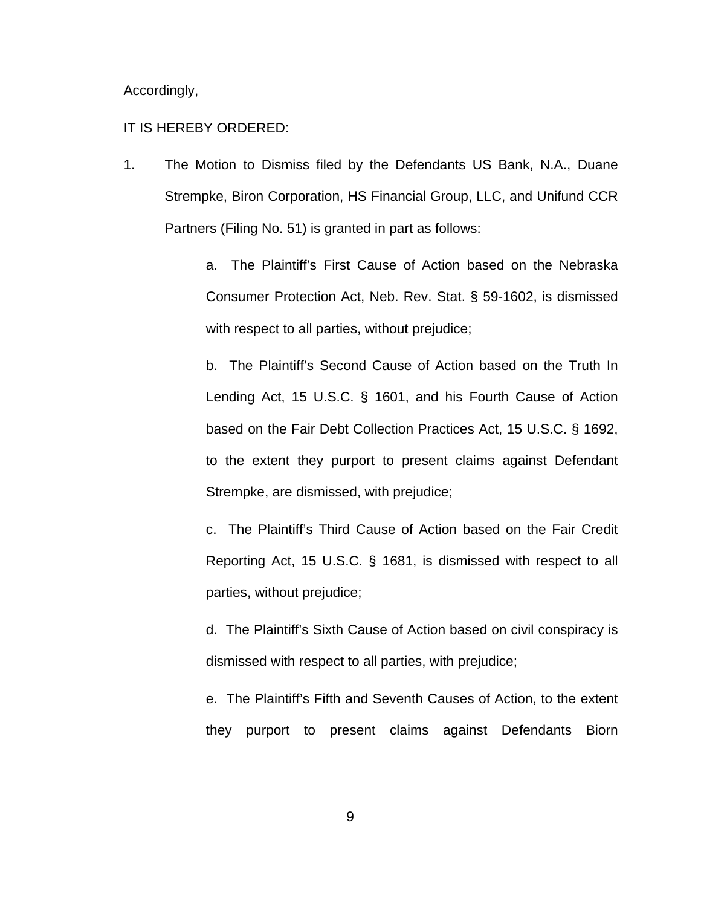Accordingly,

IT IS HEREBY ORDERED:

1. The Motion to Dismiss filed by the Defendants US Bank, N.A., Duane Strempke, Biron Corporation, HS Financial Group, LLC, and Unifund CCR Partners (Filing No. 51) is granted in part as follows:

   a. The Plaintiff's First Cause of Action based on the Nebraska Consumer Protection Act, Neb. Rev. Stat. § 59-1602, is dismissed with respect to all parties, without prejudice;

   b. The Plaintiff's Second Cause of Action based on the Truth In Lending Act, 15 U.S.C. § 1601, and his Fourth Cause of Action based on the Fair Debt Collection Practices Act, 15 U.S.C. § 1692, to the extent they purport to present claims against Defendant Strempke, are dismissed, with prejudice;

   c. The Plaintiff's Third Cause of Action based on the Fair Credit Reporting Act, 15 U.S.C. § 1681, is dismissed with respect to all parties, without prejudice;

   d. The Plaintiff's Sixth Cause of Action based on civil conspiracy is dismissed with respect to all parties, with prejudice;

   e. The Plaintiff's Fifth and Seventh Causes of Action, to the extent they purport to present claims against Defendants Biorn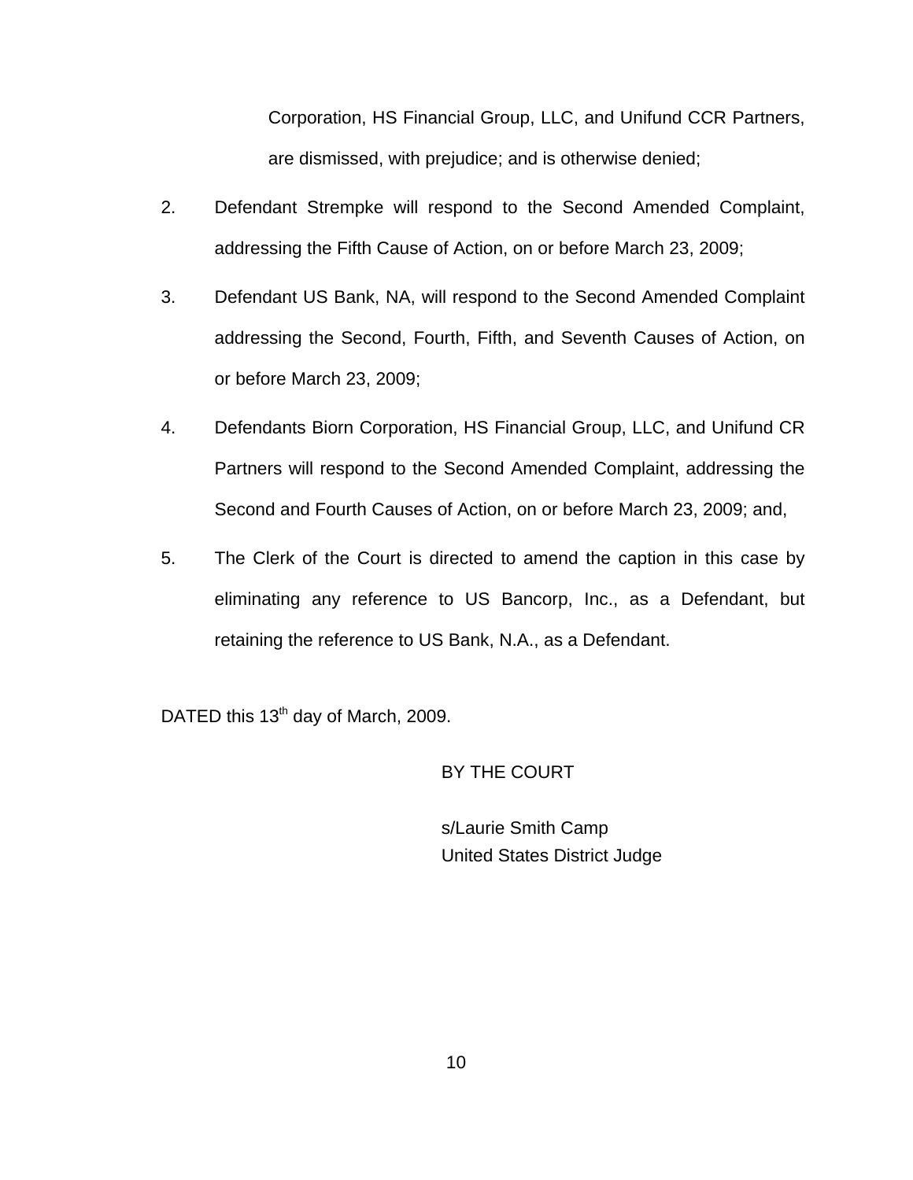Corporation, HS Financial Group, LLC, and Unifund CCR Partners, are dismissed, with prejudice; and is otherwise denied;

2. Defendant Strempke will respond to the Second Amended Complaint, addressing the Fifth Cause of Action, on or before March 23, 2009;

3. Defendant US Bank, NA, will respond to the Second Amended Complaint addressing the Second, Fourth, Fifth, and Seventh Causes of Action, on or before March 23, 2009;

4. Defendants Biorn Corporation, HS Financial Group, LLC, and Unifund CR Partners will respond to the Second Amended Complaint, addressing the Second and Fourth Causes of Action, on or before March 23, 2009; and,

5. The Clerk of the Court is directed to amend the caption in this case by eliminating any reference to US Bancorp, Inc., as a Defendant, but retaining the reference to US Bank, N.A., as a Defendant.

DATED this 13th day of March, 2009.

BY THE COURT

s/Laurie Smith Camp
United States District Judge